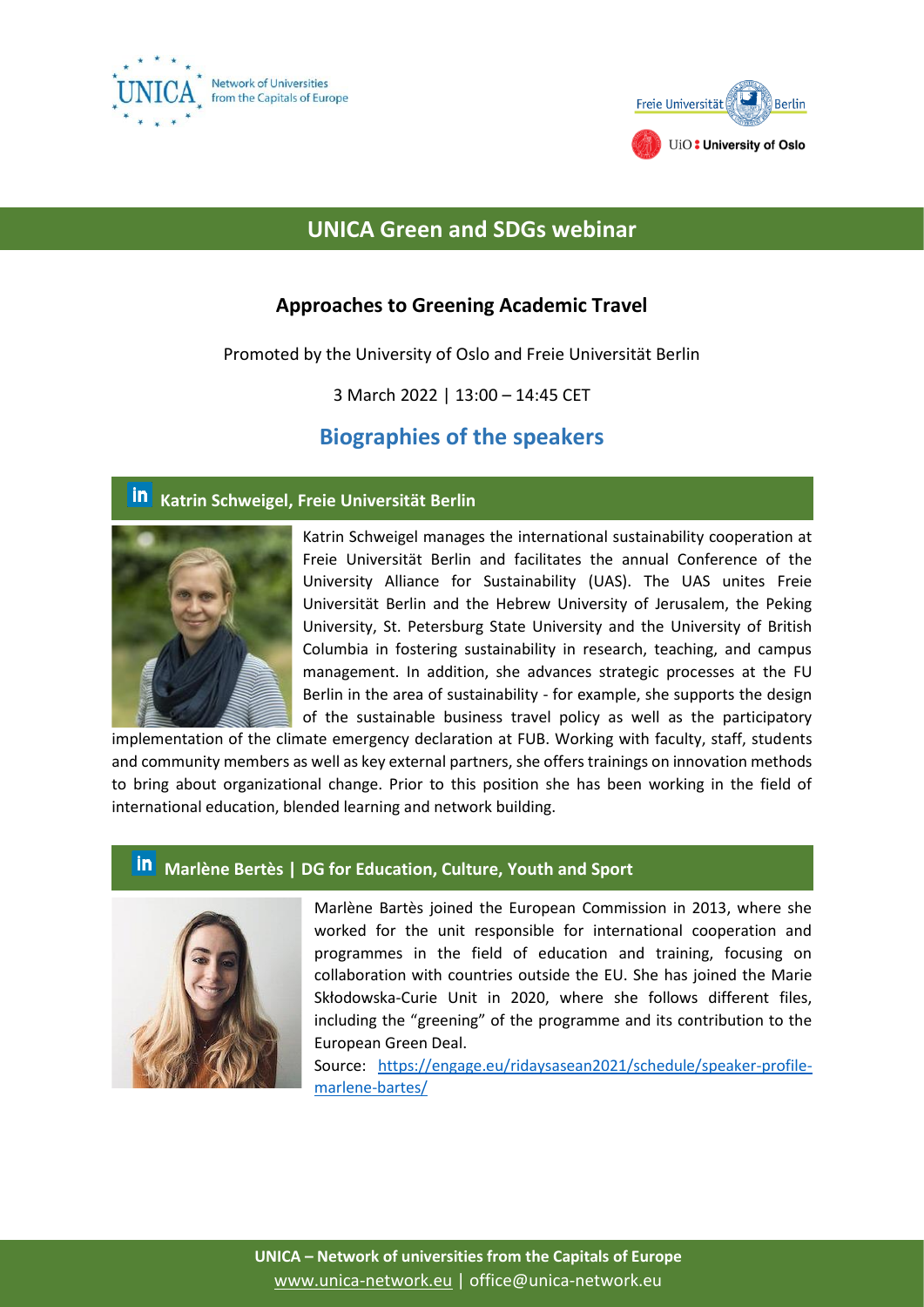## UNICA Green and SDGs webinar

### Approaches to Greening Academic Travel

Promoted by the University of Oslo and Freie Universität Berlin

3 March 2022 | 13:00 – 14:45 CET

## Biographies of the speakers

### Katrin Schweigel, Freie Universität Berlin

Katrin Schweigel manages the international sustainability cooperation at Freie Universität Berlin and facilitates the annual Conference of the University Alliance for Sustainability (UAS). The UAS unites Freie Universität Berlin and the Hebrew University of Jerusalem, the Peking University, St. Petersburg State University and the University of British Columbia in fostering sustainability in research, teaching, and campus management. In addition, she advances strategic processes at the FU Berlin in the area of sustainability - for example, she supports the design of the sustainable business travel policy as well as the participatory implementation of the climate emergency declaration at FUB. Working with faculty, staff, students and community members as well as key external partners, she offers trainings on innovation methods to bring about organizational change. Prior to this position she has been working in the field of international education, blended learning and network building.

### Marlène Bertès | DG for Education, Culture, Youth and Sport

Marlène Bartès joined the European Commission in 2013, where she worked for the unit responsible for international cooperation and programmes in the field of education and training, focusing on collaboration with countries outside the EU. She has joined the Marie Skłodowska-Curie Unit in 2020, where she follows different files, including the "greening" of the programme and its contribution to the European Green Deal.

Source: https://engage.eu/ridaysasean2021/schedule/speaker-profile-marlene-bartes/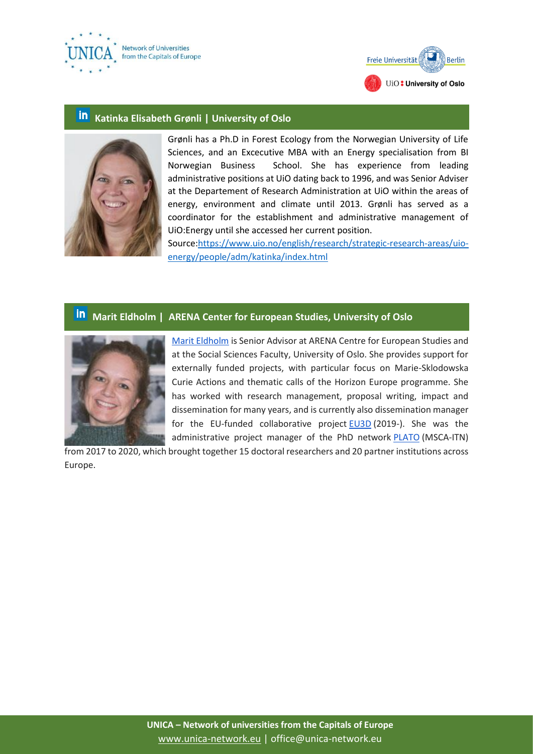## Katinka Elisabeth Grønli | University of Oslo

Grønli has a Ph.D in Forest Ecology from the Norwegian University of Life Sciences, and an Excecutive MBA with an Energy specialisation from BI Norwegian Business School. She has experience from leading administrative positions at UiO dating back to 1996, and was Senior Adviser at the Departement of Research Administration at UiO within the areas of energy, environment and climate until 2013. Grønli has served as a coordinator for the establishment and administrative management of UiO:Energy until she accessed her current position.

Source:https://www.uio.no/english/research/strategic-research-areas/uio-energy/people/adm/katinka/index.html

## Marit Eldholm | ARENA Center for European Studies, University of Oslo

Marit Eldholm is Senior Advisor at ARENA Centre for European Studies and at the Social Sciences Faculty, University of Oslo. She provides support for externally funded projects, with particular focus on Marie-Sklodowska Curie Actions and thematic calls of the Horizon Europe programme. She has worked with research management, proposal writing, impact and dissemination for many years, and is currently also dissemination manager for the EU-funded collaborative project EU3D (2019-). She was the administrative project manager of the PhD network PLATO (MSCA-ITN) from 2017 to 2020, which brought together 15 doctoral researchers and 20 partner institutions across Europe.